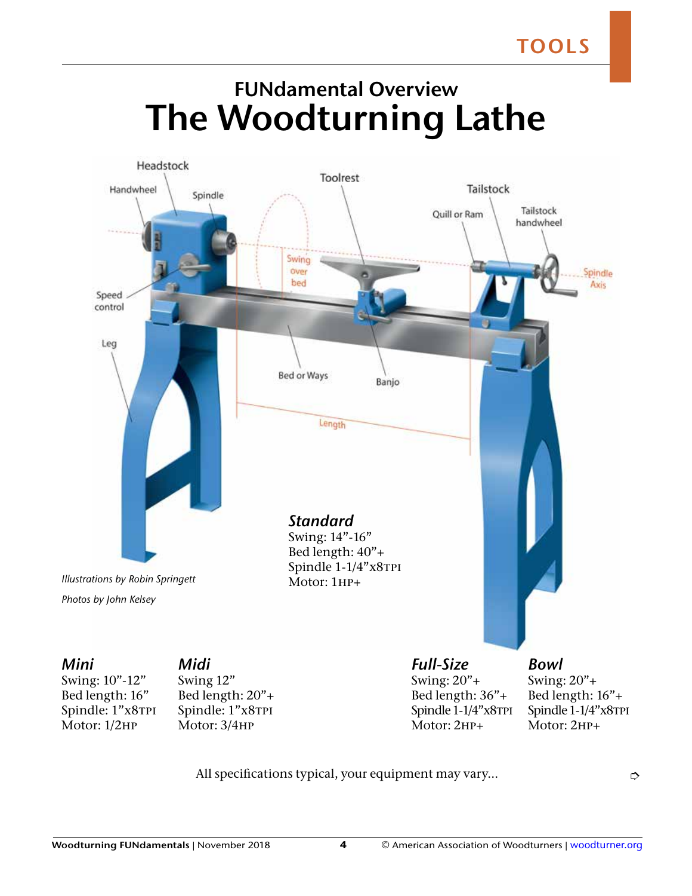TOOLS

### FUNdamental Overview

# The Woodturning Lathe

*Illustrations by Robin Springett*

*Photos by John Kelsey*

***Standard***
Swing: 14"-16"
Bed length: 40"+
Spindle 1-1/4"x8TPI
Motor: 1HP+

***Mini***
Swing: 10"-12"
Bed length: 16"
Spindle: 1"x8TPI
Motor: 1/2HP

***Midi***
Swing 12"
Bed length: 20"+
Spindle: 1"x8TPI
Motor: 3/4HP

***Full-Size***
Swing: 20"+
Bed length: 36"+
Spindle 1-1/4"x8TPI
Motor: 2HP+

***Bowl***
Swing: 20"+
Bed length: 16"+
Spindle 1-1/4"x8TPI
Motor: 2HP+

All specifications typical, your equipment may vary...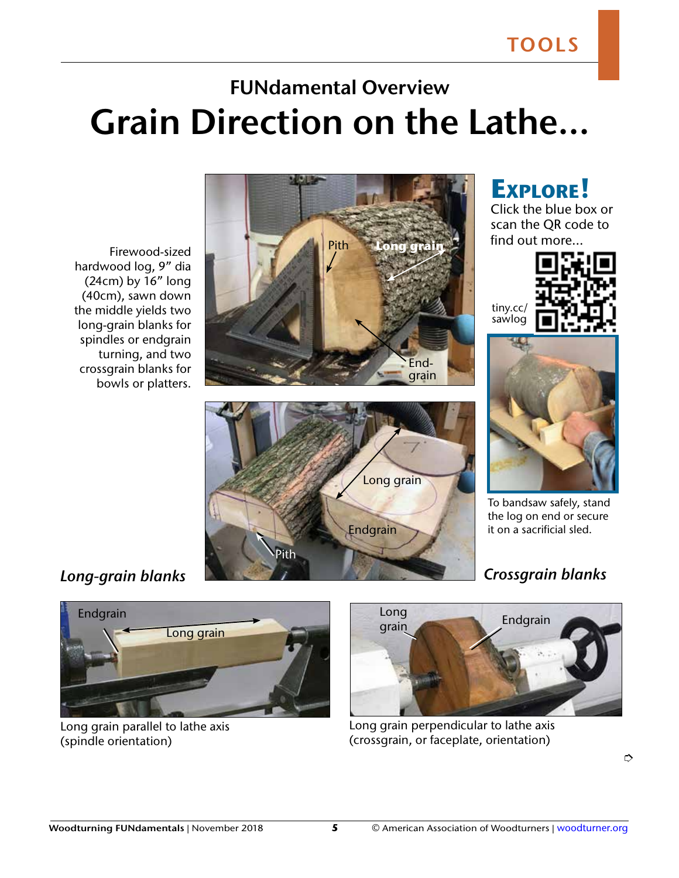# FUNdamental Overview

# Grain Direction on the Lathe...

Firewood-sized hardwood log, 9" dia (24cm) by 16" long (40cm), sawn down the middle yields two long-grain blanks for spindles or endgrain turning, and two crossgrain blanks for bowls or platters.

**EXPLORE!**
Click the blue box or scan the QR code to find out more...

tiny.cc/sawlog

To bandsaw safely, stand the log on end or secure it on a sacrificial sled.

*Long-grain blanks*

*Crossgrain blanks*

Long grain parallel to lathe axis (spindle orientation)

Long grain perpendicular to lathe axis (crossgrain, or faceplate, orientation)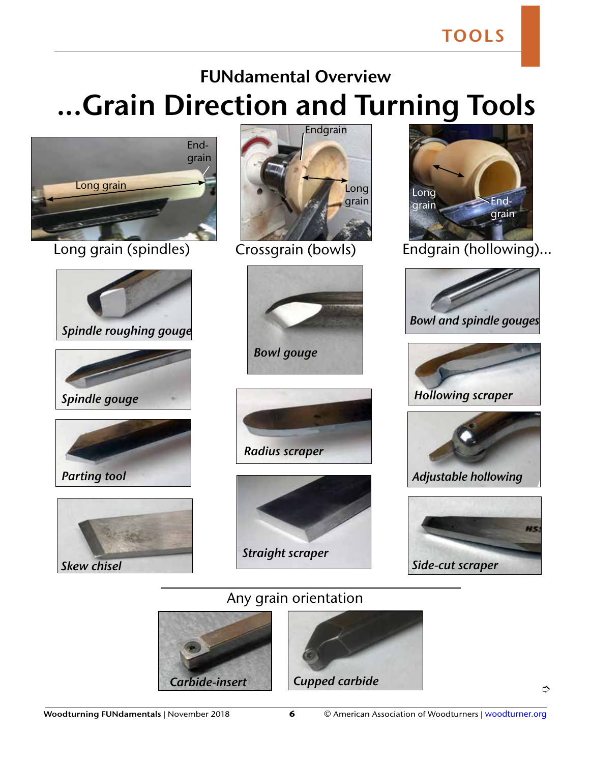## FUNdamental Overview

# ...Grain Direction and Turning Tools

Long grain (spindles)

*Spindle roughing gouge*

*Spindle gouge*

*Parting tool*

*Skew chisel*

Crossgrain (bowls)

*Bowl gouge*

*Radius scraper*

*Straight scraper*

Endgrain (hollowing)...

*Bowl and spindle gouges*

*Hollowing scraper*

*Adjustable hollowing*

*Side-cut scraper*

Any grain orientation

*Carbide-insert*

*Cupped carbide*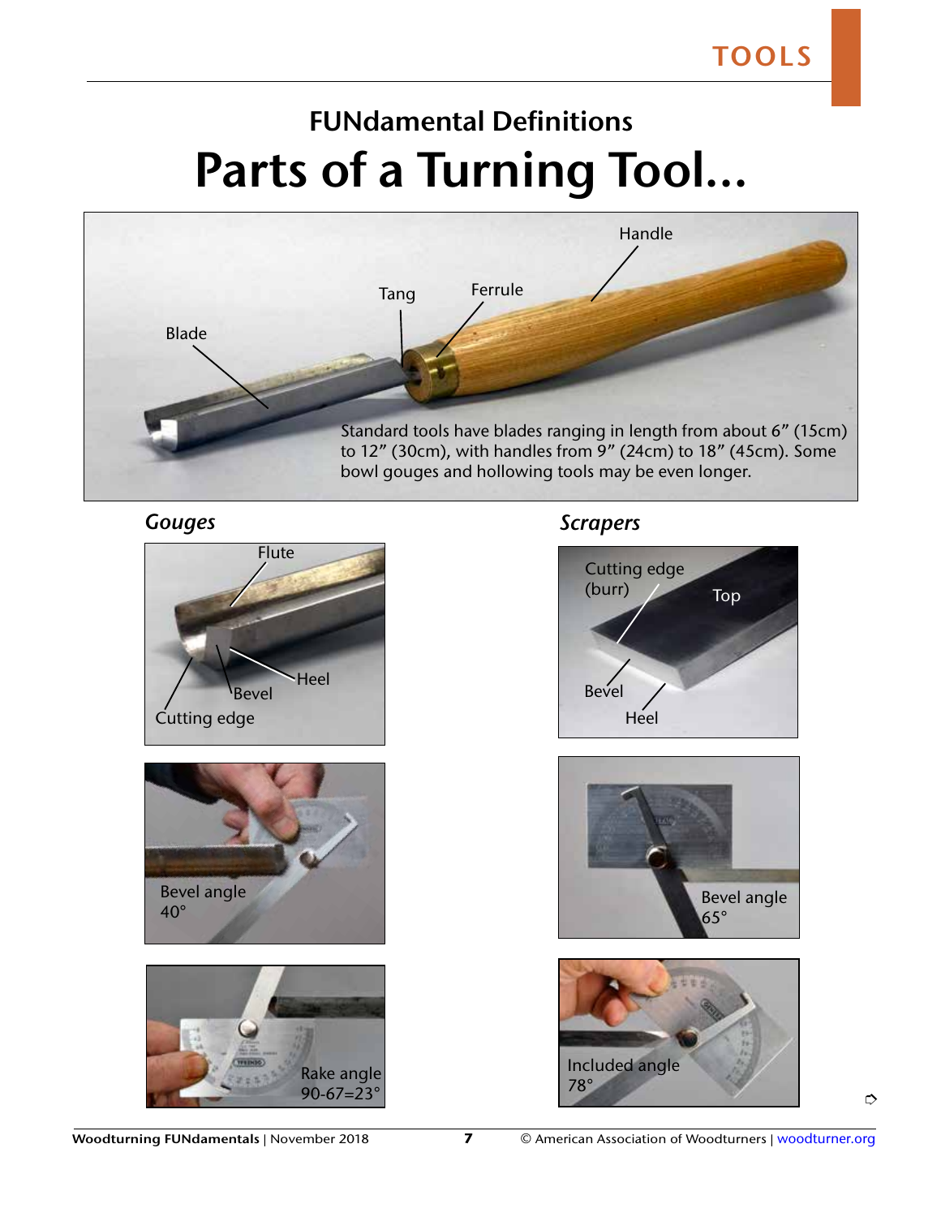# FUNdamental Definitions

# Parts of a Turning Tool…

Blade

Tang

Ferrule

Handle

Standard tools have blades ranging in length from about 6" (15cm) to 12" (30cm), with handles from 9" (24cm) to 18" (45cm). Some bowl gouges and hollowing tools may be even longer.

## *Gouges*

Flute

Heel

Bevel

Cutting edge

Bevel angle 40°

Rake angle 90-67=23°

## *Scrapers*

Cutting edge (burr)

Top

Bevel

Heel

Bevel angle 65°

Included angle 78°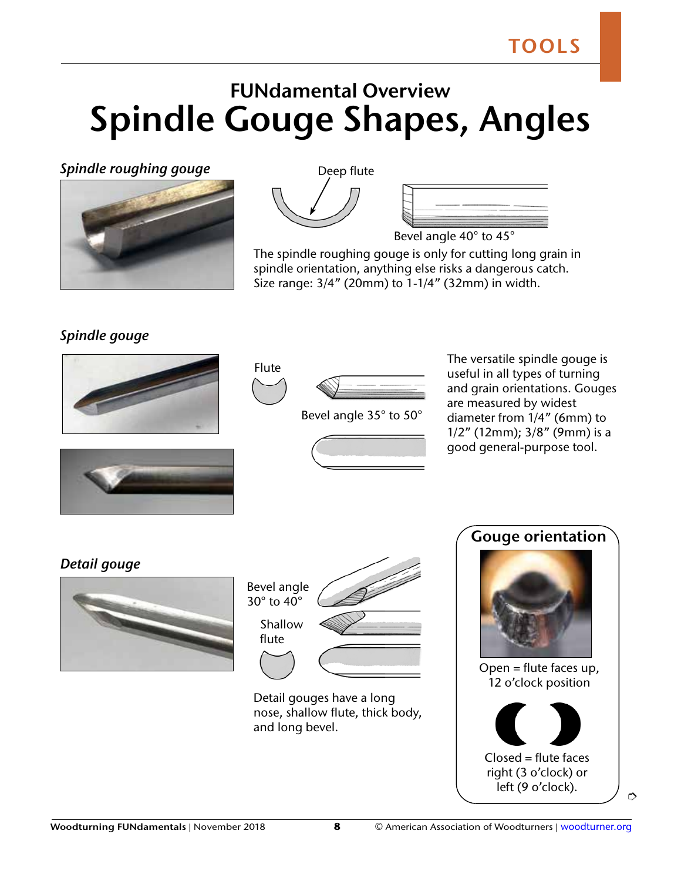# FUNdamental Overview

# Spindle Gouge Shapes, Angles

## *Spindle roughing gouge*

Deep flute

Bevel angle 40° to 45°

The spindle roughing gouge is only for cutting long grain in spindle orientation, anything else risks a dangerous catch. Size range: 3/4" (20mm) to 1-1/4" (32mm) in width.

## *Spindle gouge*

Flute

Bevel angle 35° to 50°

The versatile spindle gouge is useful in all types of turning and grain orientations. Gouges are measured by widest diameter from 1/4" (6mm) to 1/2" (12mm); 3/8" (9mm) is a good general-purpose tool.

## *Detail gouge*

Bevel angle 30° to 40°

Shallow flute

Detail gouges have a long nose, shallow flute, thick body, and long bevel.

## Gouge orientation

Open = flute faces up, 12 o'clock position

Closed = flute faces right (3 o'clock) or left (9 o'clock).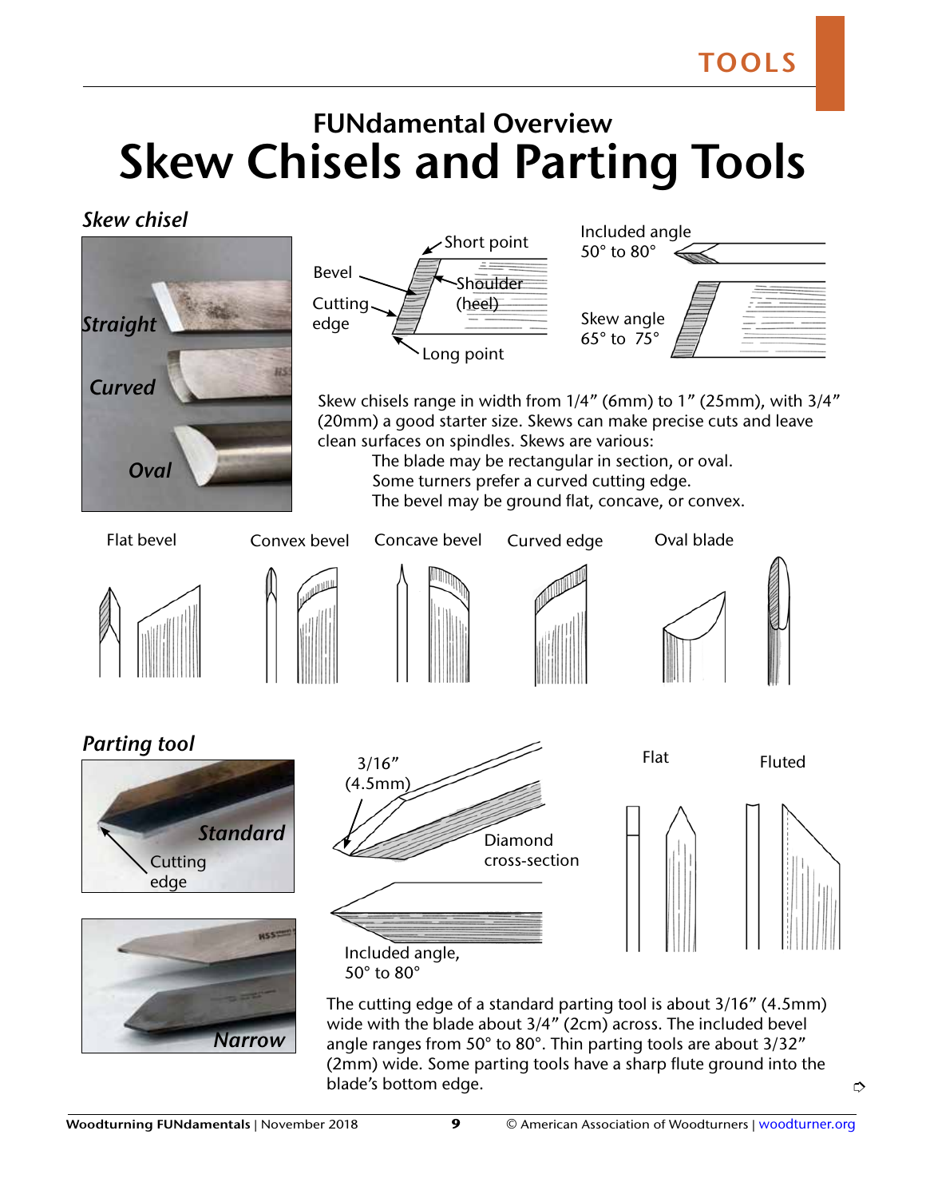## FUNdamental Overview

# Skew Chisels and Parting Tools

### Skew chisel

Straight

Curved

Oval

Bevel

Cutting edge

Short point

Shoulder (heel)

Long point

Included angle 50° to 80°

Skew angle 65° to 75°

Skew chisels range in width from 1/4" (6mm) to 1" (25mm), with 3/4" (20mm) a good starter size. Skews can make precise cuts and leave clean surfaces on spindles. Skews are various:

The blade may be rectangular in section, or oval.
Some turners prefer a curved cutting edge.
The bevel may be ground flat, concave, or convex.

Flat bevel | Convex bevel | Concave bevel | Curved edge | Oval blade

### Parting tool

Standard

Cutting edge

Narrow

3/16" (4.5mm)

Diamond cross-section

Included angle, 50° to 80°

Flat | Fluted

The cutting edge of a standard parting tool is about 3/16" (4.5mm) wide with the blade about 3/4" (2cm) across. The included bevel angle ranges from 50° to 80°. Thin parting tools are about 3/32" (2mm) wide. Some parting tools have a sharp flute ground into the blade's bottom edge.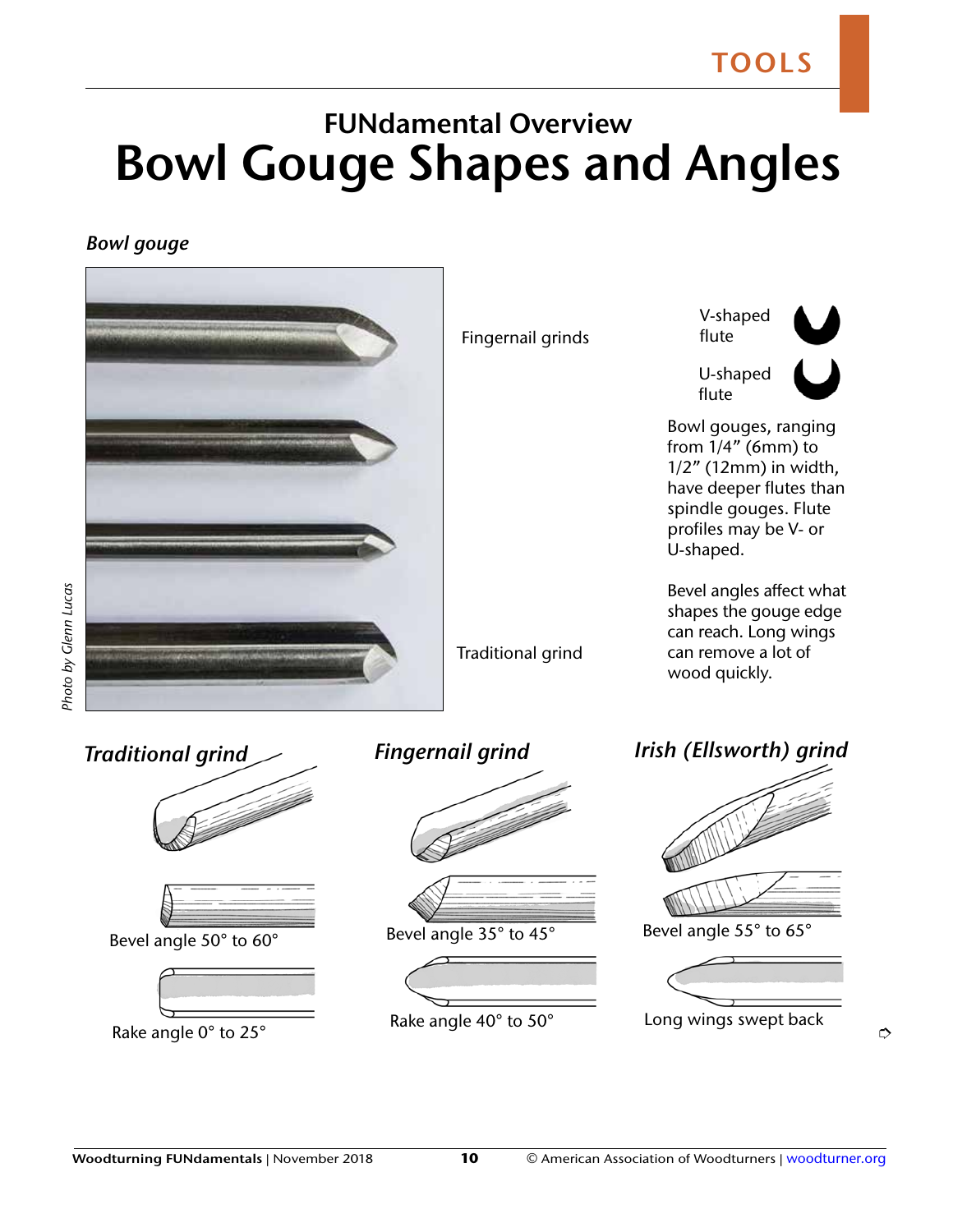## FUNdamental Overview

# Bowl Gouge Shapes and Angles

*Bowl gouge*

Fingernail grinds

Traditional grind

*Photo by Glenn Lucas*

V-shaped flute

U-shaped flute

Bowl gouges, ranging from 1/4" (6mm) to 1/2" (12mm) in width, have deeper flutes than spindle gouges. Flute profiles may be V- or U-shaped.

Bevel angles affect what shapes the gouge edge can reach. Long wings can remove a lot of wood quickly.

### *Traditional grind*

Bevel angle 50° to 60°

Rake angle 0° to 25°

### *Fingernail grind*

Bevel angle 35° to 45°

Rake angle 40° to 50°

### *Irish (Ellsworth) grind*

Bevel angle 55° to 65°

Long wings swept back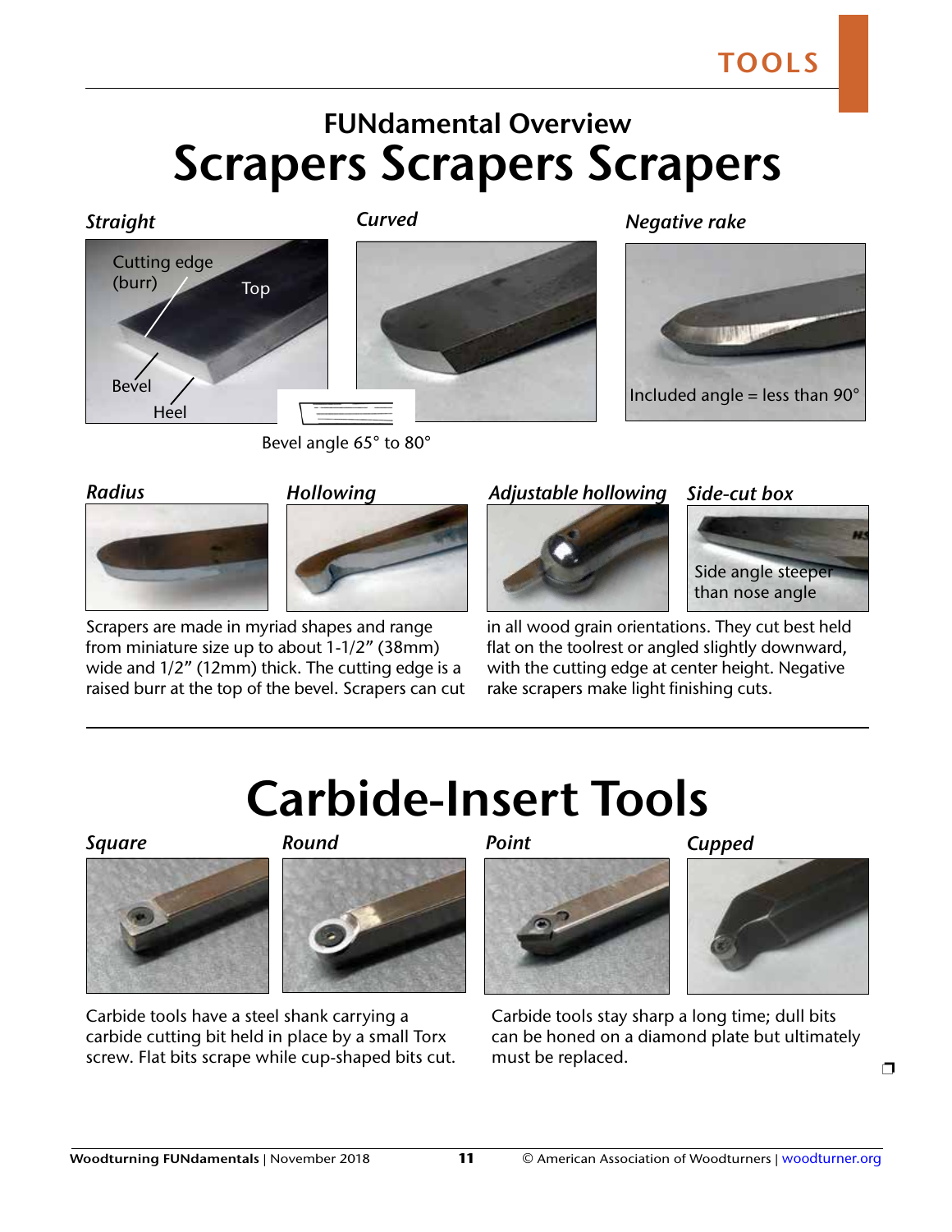## FUNdamental Overview

# Scrapers Scrapers Scrapers

*Straight*

Cutting edge (burr)

Top

Bevel

Heel

*Curved*

Bevel angle 65° to 80°

*Negative rake*

Included angle = less than 90°

*Radius*

*Hollowing*

*Adjustable hollowing*

*Side-cut box*

Side angle steeper than nose angle

Scrapers are made in myriad shapes and range from miniature size up to about 1-1/2″ (38mm) wide and 1/2″ (12mm) thick. The cutting edge is a raised burr at the top of the bevel. Scrapers can cut in all wood grain orientations. They cut best held flat on the toolrest or angled slightly downward, with the cutting edge at center height. Negative rake scrapers make light finishing cuts.

# Carbide-Insert Tools

*Square*

*Round*

*Point*

*Cupped*

Carbide tools have a steel shank carrying a carbide cutting bit held in place by a small Torx screw. Flat bits scrape while cup-shaped bits cut.

Carbide tools stay sharp a long time; dull bits can be honed on a diamond plate but ultimately must be replaced.